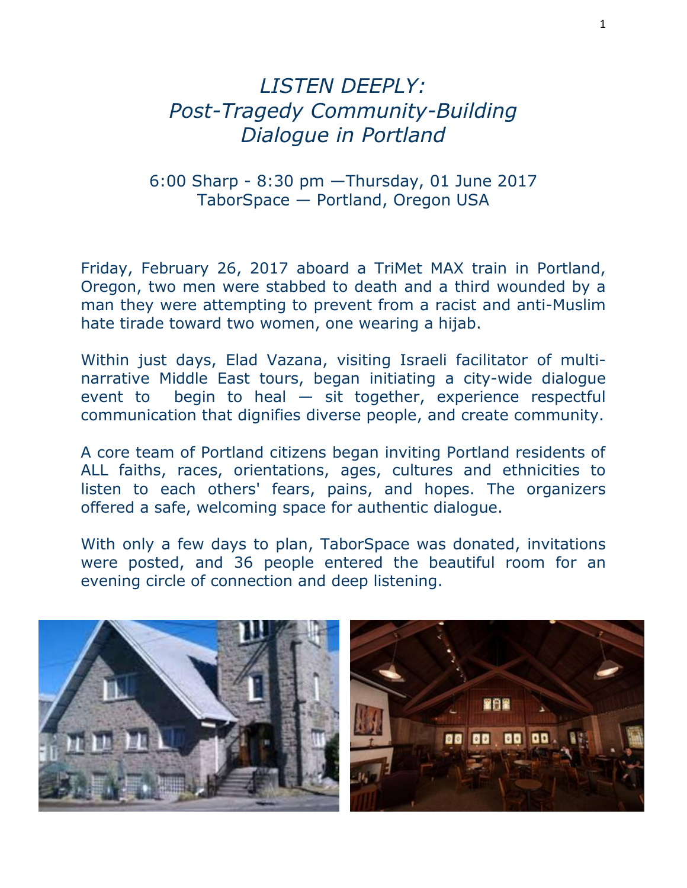# *LISTEN DEEPLY: Post-Tragedy Community-Building Dialogue in Portland*

6:00 Sharp - 8:30 pm —Thursday, 01 June 2017
TaborSpace — Portland, Oregon USA

Friday, February 26, 2017 aboard a TriMet MAX train in Portland, Oregon, two men were stabbed to death and a third wounded by a man they were attempting to prevent from a racist and anti-Muslim hate tirade toward two women, one wearing a hijab.

Within just days, Elad Vazana, visiting Israeli facilitator of multi-narrative Middle East tours, began initiating a city-wide dialogue event to begin to heal — sit together, experience respectful communication that dignifies diverse people, and create community.

A core team of Portland citizens began inviting Portland residents of ALL faiths, races, orientations, ages, cultures and ethnicities to listen to each others' fears, pains, and hopes. The organizers offered a safe, welcoming space for authentic dialogue.

With only a few days to plan, TaborSpace was donated, invitations were posted, and 36 people entered the beautiful room for an evening circle of connection and deep listening.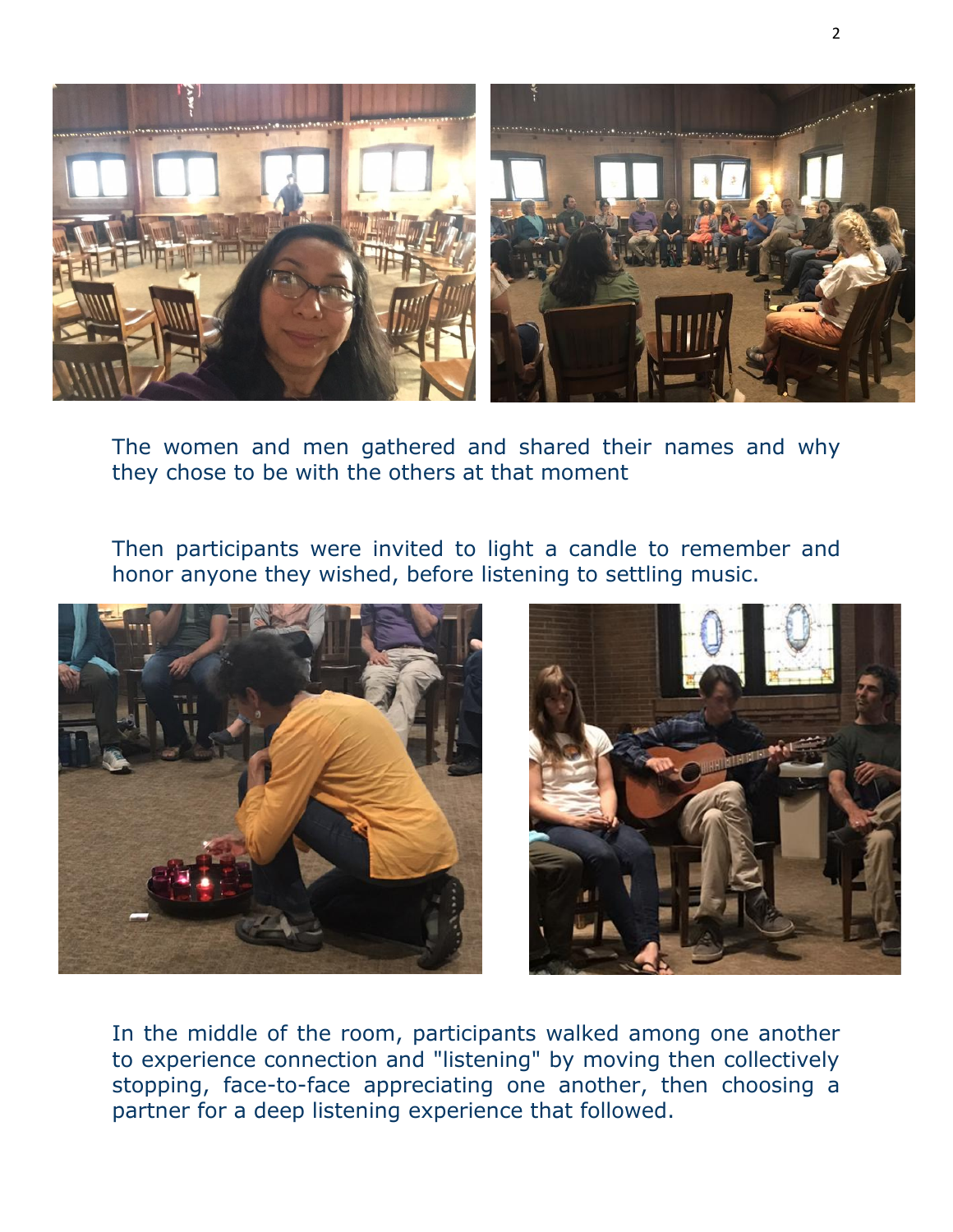The women and men gathered and shared their names and why they chose to be with the others at that moment

Then participants were invited to light a candle to remember and honor anyone they wished, before listening to settling music.

In the middle of the room, participants walked among one another to experience connection and "listening" by moving then collectively stopping, face-to-face appreciating one another, then choosing a partner for a deep listening experience that followed.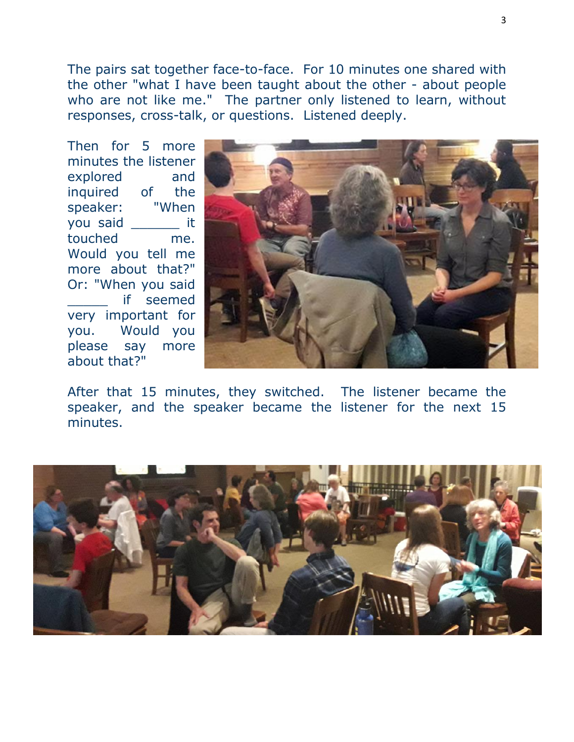The pairs sat together face-to-face. For 10 minutes one shared with the other "what I have been taught about the other - about people who are not like me." The partner only listened to learn, without responses, cross-talk, or questions. Listened deeply.

Then for 5 more minutes the listener explored and inquired of the speaker: "When you said ______ it touched me. Would you tell me more about that?" Or: "When you said _____ if seemed very important for you. Would you please say more about that?"

After that 15 minutes, they switched. The listener became the speaker, and the speaker became the listener for the next 15 minutes.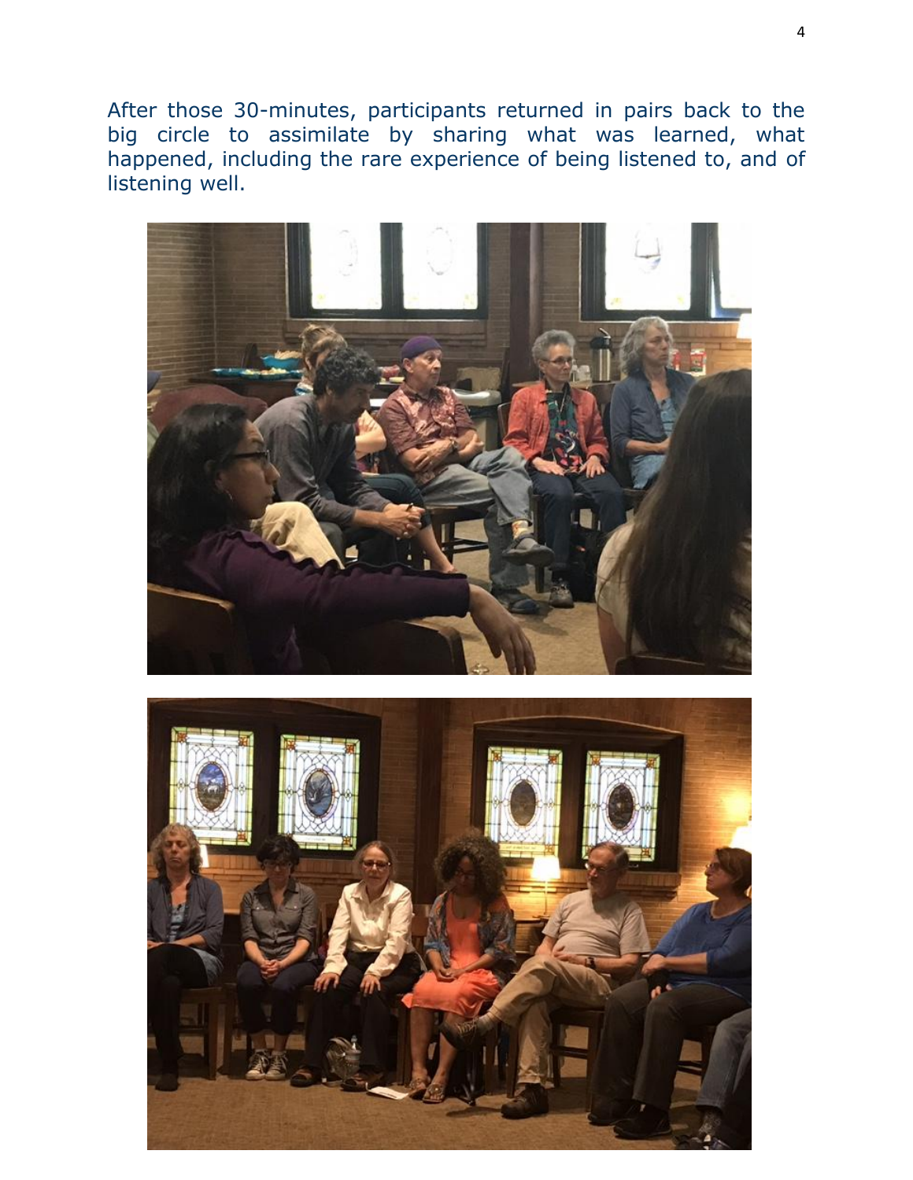After those 30-minutes, participants returned in pairs back to the big circle to assimilate by sharing what was learned, what happened, including the rare experience of being listened to, and of listening well.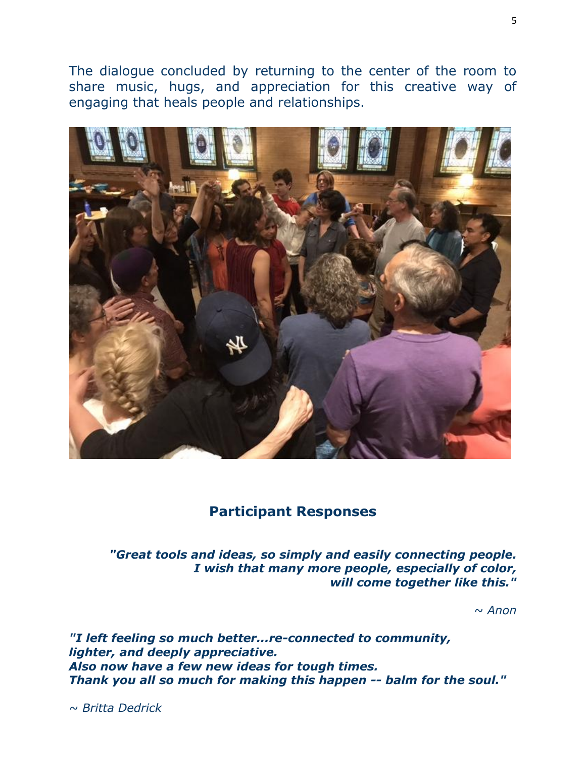The dialogue concluded by returning to the center of the room to share music, hugs, and appreciation for this creative way of engaging that heals people and relationships.

## Participant Responses

***"Great tools and ideas, so simply and easily connecting people. I wish that many more people, especially of color, will come together like this."***

*~ Anon*

***"I left feeling so much better...re-connected to community, lighter, and deeply appreciative.***
***Also now have a few new ideas for tough times.***
***Thank you all so much for making this happen -- balm for the soul."***

*~ Britta Dedrick*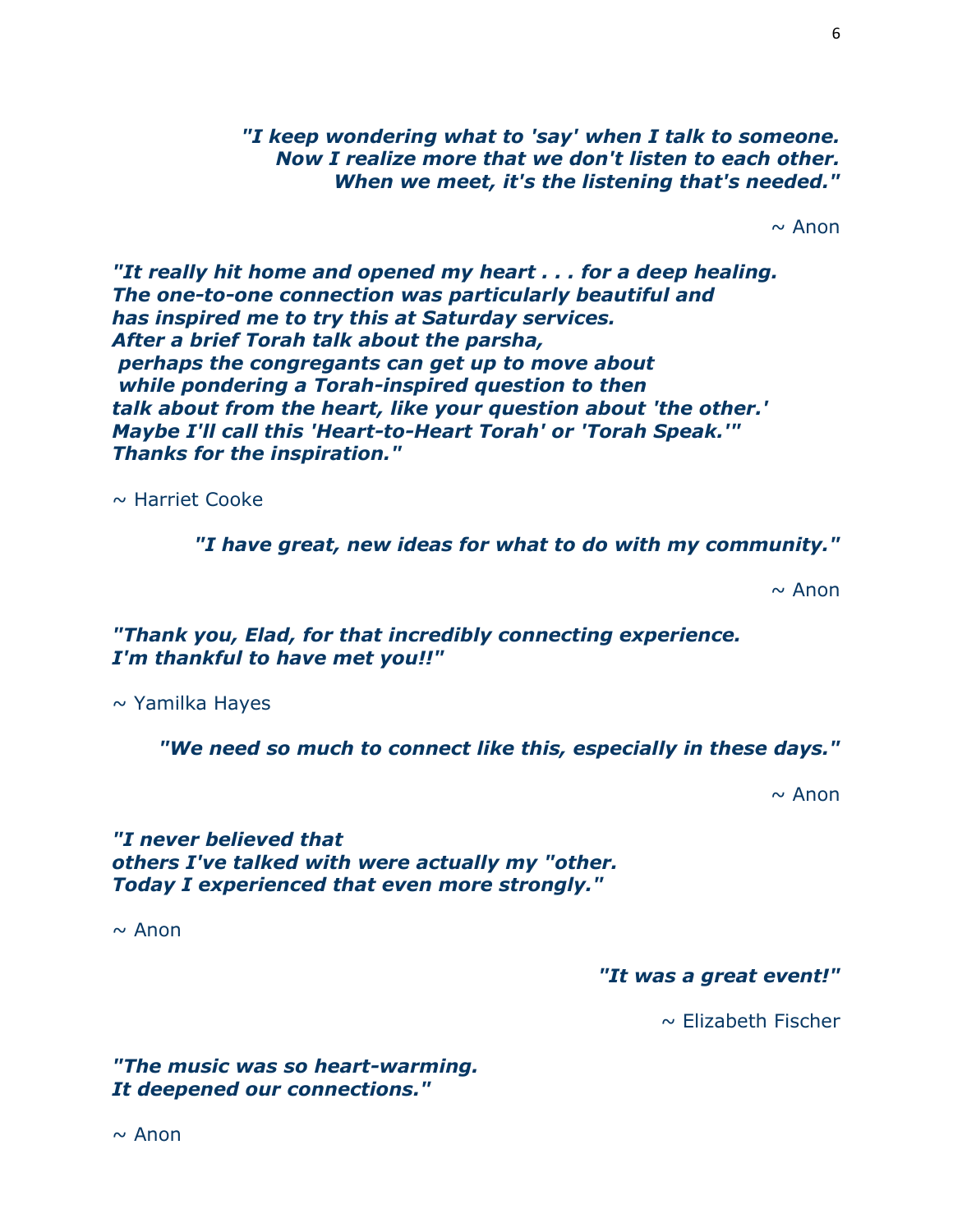***"I keep wondering what to 'say' when I talk to someone. Now I realize more that we don't listen to each other. When we meet, it's the listening that's needed."***

~ Anon

***"It really hit home and opened my heart . . . for a deep healing. The one-to-one connection was particularly beautiful and has inspired me to try this at Saturday services. After a brief Torah talk about the parsha, perhaps the congregants can get up to move about while pondering a Torah-inspired question to then talk about from the heart, like your question about 'the other.' Maybe I'll call this 'Heart-to-Heart Torah' or 'Torah Speak.'" Thanks for the inspiration."***

~ Harriet Cooke

***"I have great, new ideas for what to do with my community."***

~ Anon

***"Thank you, Elad, for that incredibly connecting experience. I'm thankful to have met you!!"***

~ Yamilka Hayes

***"We need so much to connect like this, especially in these days."***

~ Anon

***"I never believed that others I've talked with were actually my "other. Today I experienced that even more strongly."***

~ Anon

***"It was a great event!"***

~ Elizabeth Fischer

***"The music was so heart-warming. It deepened our connections."***

~ Anon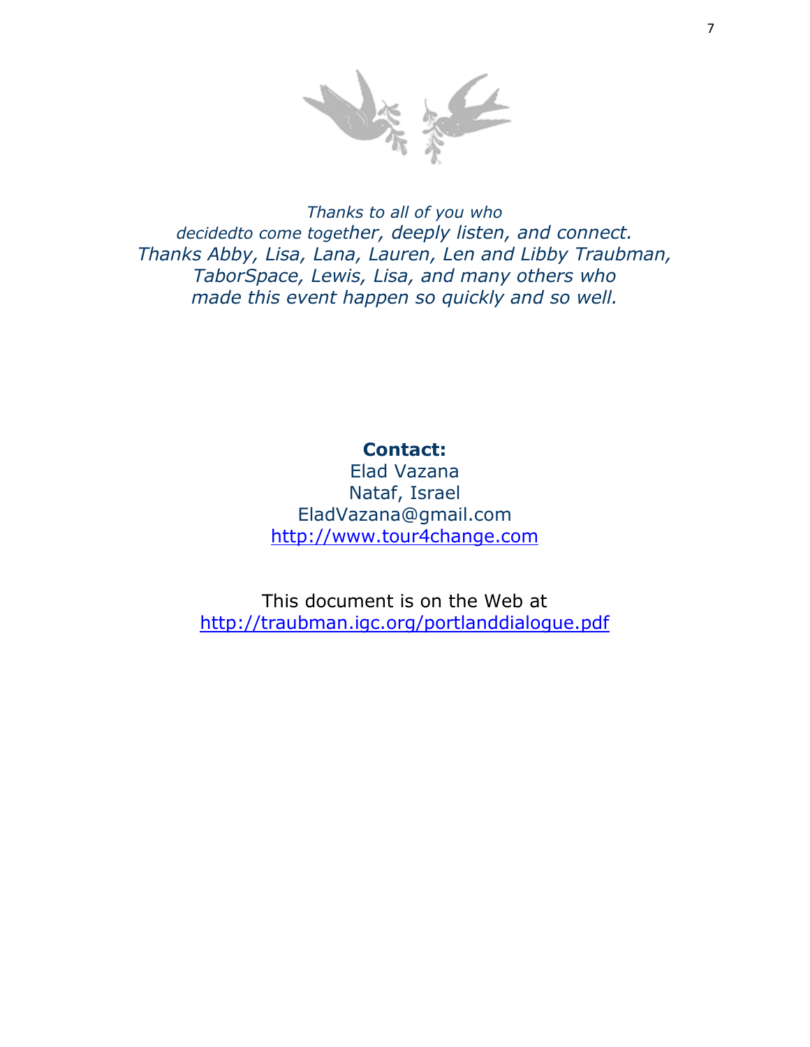*Thanks to all of you who decidedto come together, deeply listen, and connect.*
*Thanks Abby, Lisa, Lana, Lauren, Len and Libby Traubman, TaborSpace, Lewis, Lisa, and many others who made this event happen so quickly and so well.*

**Contact:**
Elad Vazana
Nataf, Israel
EladVazana@gmail.com
http://www.tour4change.com

This document is on the Web at
http://traubman.igc.org/portlanddialogue.pdf